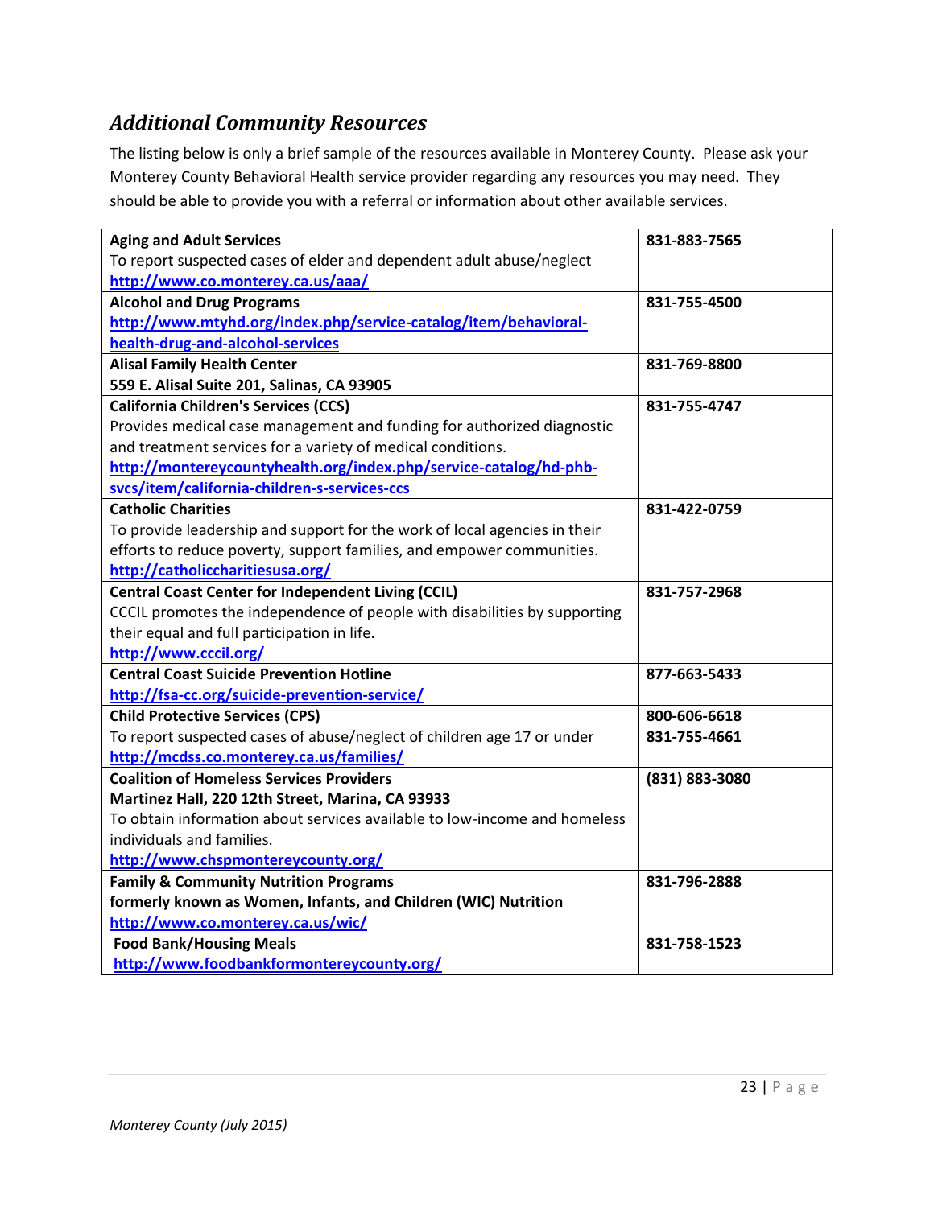## *Additional Community Resources*

The listing below is only a brief sample of the resources available in Monterey County. Please ask your Monterey County Behavioral Health service provider regarding any resources you may need. They should be able to provide you with a referral or information about other available services.

| Resource | Phone |
|---|---|
| **Aging and Adult Services**<br>To report suspected cases of elder and dependent adult abuse/neglect<br>http://www.co.monterey.ca.us/aaa/ | **831-883-7565** |
| **Alcohol and Drug Programs**<br>http://www.mtyhd.org/index.php/service-catalog/item/behavioral-health-drug-and-alcohol-services | **831-755-4500** |
| **Alisal Family Health Center**<br>**559 E. Alisal Suite 201, Salinas, CA 93905** | **831-769-8800** |
| **California Children's Services (CCS)**<br>Provides medical case management and funding for authorized diagnostic and treatment services for a variety of medical conditions.<br>http://montereycountyhealth.org/index.php/service-catalog/hd-phb-svcs/item/california-children-s-services-ccs | **831-755-4747** |
| **Catholic Charities**<br>To provide leadership and support for the work of local agencies in their efforts to reduce poverty, support families, and empower communities.<br>http://catholiccharitiesusa.org/ | **831-422-0759** |
| **Central Coast Center for Independent Living (CCIL)**<br>CCCIL promotes the independence of people with disabilities by supporting their equal and full participation in life.<br>http://www.cccil.org/ | **831-757-2968** |
| **Central Coast Suicide Prevention Hotline**<br>http://fsa-cc.org/suicide-prevention-service/ | **877-663-5433** |
| **Child Protective Services (CPS)**<br>To report suspected cases of abuse/neglect of children age 17 or under<br>http://mcdss.co.monterey.ca.us/families/ | **800-606-6618**<br>**831-755-4661** |
| **Coalition of Homeless Services Providers**<br>**Martinez Hall, 220 12th Street, Marina, CA 93933**<br>To obtain information about services available to low-income and homeless individuals and families.<br>http://www.chspmontereycounty.org/ | **(831) 883-3080** |
| **Family & Community Nutrition Programs**<br>**formerly known as Women, Infants, and Children (WIC) Nutrition**<br>http://www.co.monterey.ca.us/wic/ | **831-796-2888** |
| **Food Bank/Housing Meals**<br>http://www.foodbankformontereycounty.org/ | **831-758-1523** |

*Monterey County (July 2015)*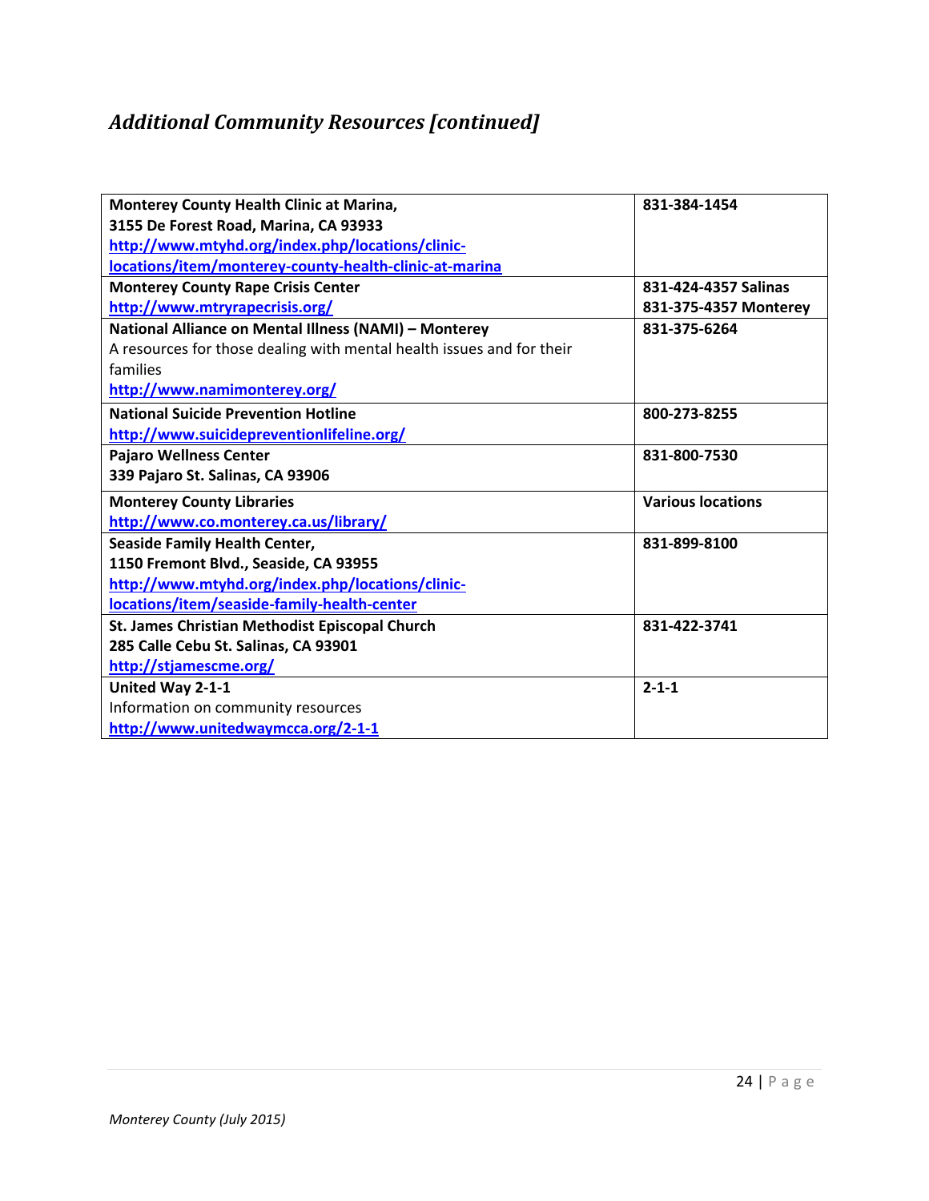## *Additional Community Resources [continued]*

| | |
|---|---|
| **Monterey County Health Clinic at Marina,**<br>**3155 De Forest Road, Marina, CA 93933**<br>**http://www.mtyhd.org/index.php/locations/clinic-locations/item/monterey-county-health-clinic-at-marina** | **831-384-1454** |
| **Monterey County Rape Crisis Center**<br>**http://www.mtryrapecrisis.org/** | **831-424-4357 Salinas**<br>**831-375-4357 Monterey** |
| **National Alliance on Mental Illness (NAMI) – Monterey**<br>A resources for those dealing with mental health issues and for their families<br>**http://www.namimonterey.org/** | **831-375-6264** |
| **National Suicide Prevention Hotline**<br>**http://www.suicidepreventionlifeline.org/** | **800-273-8255** |
| **Pajaro Wellness Center**<br>**339 Pajaro St. Salinas, CA 93906** | **831-800-7530** |
| **Monterey County Libraries**<br>**http://www.co.monterey.ca.us/library/** | **Various locations** |
| **Seaside Family Health Center,**<br>**1150 Fremont Blvd., Seaside, CA 93955**<br>**http://www.mtyhd.org/index.php/locations/clinic-locations/item/seaside-family-health-center** | **831-899-8100** |
| **St. James Christian Methodist Episcopal Church**<br>**285 Calle Cebu St. Salinas, CA 93901**<br>**http://stjamescme.org/** | **831-422-3741** |
| **United Way 2-1-1**<br>Information on community resources<br>**http://www.unitedwaymcca.org/2-1-1** | **2-1-1** |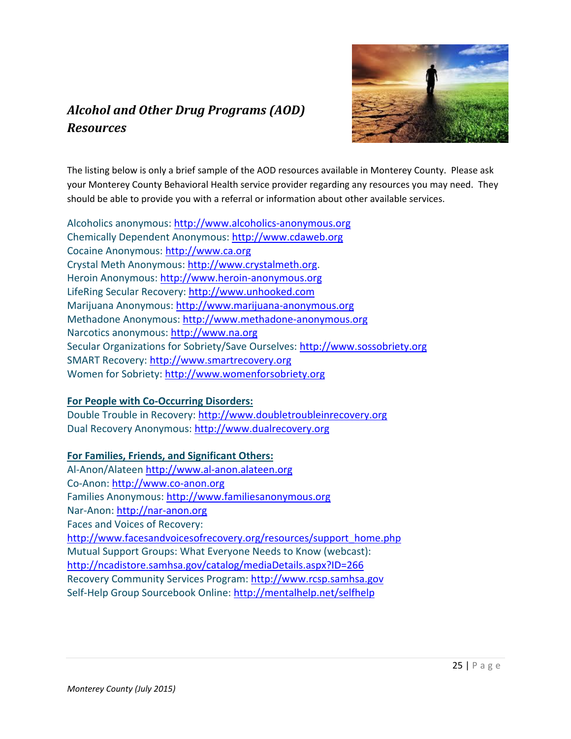## *Alcohol and Other Drug Programs (AOD) Resources*

The listing below is only a brief sample of the AOD resources available in Monterey County. Please ask your Monterey County Behavioral Health service provider regarding any resources you may need. They should be able to provide you with a referral or information about other available services.

Alcoholics anonymous: http://www.alcoholics-anonymous.org
Chemically Dependent Anonymous: http://www.cdaweb.org
Cocaine Anonymous: http://www.ca.org
Crystal Meth Anonymous: http://www.crystalmeth.org.
Heroin Anonymous: http://www.heroin-anonymous.org
LifeRing Secular Recovery: http://www.unhooked.com
Marijuana Anonymous: http://www.marijuana-anonymous.org
Methadone Anonymous: http://www.methadone-anonymous.org
Narcotics anonymous: http://www.na.org
Secular Organizations for Sobriety/Save Ourselves: http://www.sossobriety.org
SMART Recovery: http://www.smartrecovery.org
Women for Sobriety: http://www.womenforsobriety.org

**For People with Co-Occurring Disorders:**
Double Trouble in Recovery: http://www.doubletroubleinrecovery.org
Dual Recovery Anonymous: http://www.dualrecovery.org

**For Families, Friends, and Significant Others:**
Al-Anon/Alateen http://www.al-anon.alateen.org
Co-Anon: http://www.co-anon.org
Families Anonymous: http://www.familiesanonymous.org
Nar-Anon: http://nar-anon.org
Faces and Voices of Recovery:
http://www.facesandvoicesofrecovery.org/resources/support_home.php
Mutual Support Groups: What Everyone Needs to Know (webcast):
http://ncadistore.samhsa.gov/catalog/mediaDetails.aspx?ID=266
Recovery Community Services Program: http://www.rcsp.samhsa.gov
Self-Help Group Sourcebook Online: http://mentalhelp.net/selfhelp